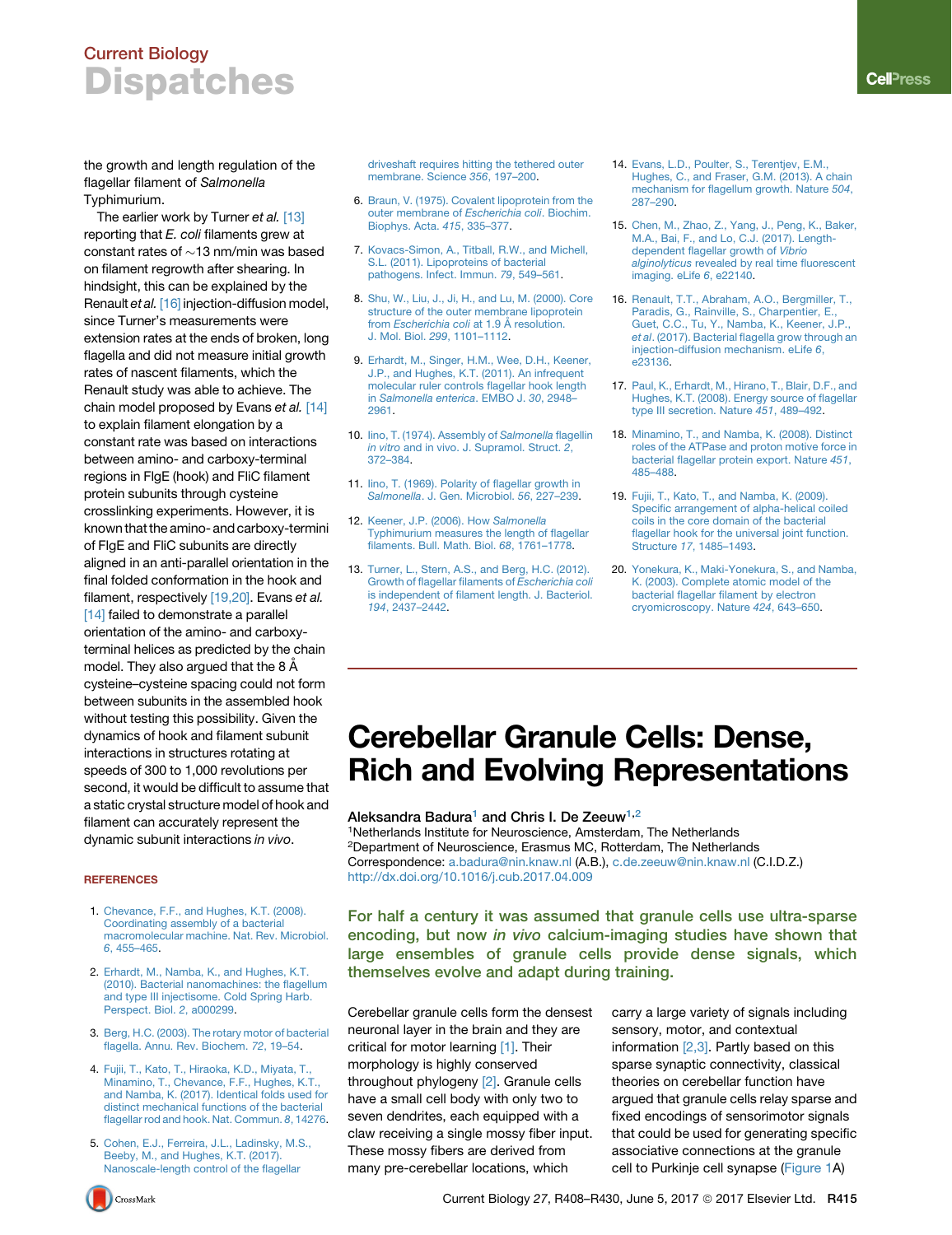the growth and length regulation of the flagellar filament of *Salmonella* Typhimurium.

The earlier work by Turner *et al.* [13] reporting that *E. coli* filaments grew at constant rates of ~13 nm/min was based on filament regrowth after shearing. In hindsight, this can be explained by the Renault *et al.* [16] injection-diffusion model, since Turner's measurements were extension rates at the ends of broken, long flagella and did not measure initial growth rates of nascent filaments, which the Renault study was able to achieve. The chain model proposed by Evans *et al.* [14] to explain filament elongation by a constant rate was based on interactions between amino- and carboxy-terminal regions in FlgE (hook) and FliC filament protein subunits through cysteine crosslinking experiments. However, it is known that the amino- and carboxy-termini of FlgE and FliC subunits are directly aligned in an anti-parallel orientation in the final folded conformation in the hook and filament, respectively [19,20]. Evans *et al.* [14] failed to demonstrate a parallel orientation of the amino- and carboxy-terminal helices as predicted by the chain model. They also argued that the 8 Å cysteine–cysteine spacing could not form between subunits in the assembled hook without testing this possibility. Given the dynamics of hook and filament subunit interactions in structures rotating at speeds of 300 to 1,000 revolutions per second, it would be difficult to assume that a static crystal structure model of hook and filament can accurately represent the dynamic subunit interactions *in vivo*.

## REFERENCES

1. Chevance, F.F., and Hughes, K.T. (2008). Coordinating assembly of a bacterial macromolecular machine. Nat. Rev. Microbiol. *6*, 455–465.
2. Erhardt, M., Namba, K., and Hughes, K.T. (2010). Bacterial nanomachines: the flagellum and type III injectisome. Cold Spring Harb. Perspect. Biol. *2*, a000299.
3. Berg, H.C. (2003). The rotary motor of bacterial flagella. Annu. Rev. Biochem. *72*, 19–54.
4. Fujii, T., Kato, T., Hiraoka, K.D., Miyata, T., Minamino, T., Chevance, F.F., Hughes, K.T., and Namba, K. (2017). Identical folds used for distinct mechanical functions of the bacterial flagellar rod and hook. Nat. Commun. *8*, 14276.
5. Cohen, E.J., Ferreira, J.L., Ladinsky, M.S., Beeby, M., and Hughes, K.T. (2017). Nanoscale-length control of the flagellar driveshaft requires hitting the tethered outer membrane. Science *356*, 197–200.
6. Braun, V. (1975). Covalent lipoprotein from the outer membrane of *Escherichia coli*. Biochim. Biophys. Acta. *415*, 335–377.
7. Kovacs-Simon, A., Titball, R.W., and Michell, S.L. (2011). Lipoproteins of bacterial pathogens. Infect. Immun. *79*, 549–561.
8. Shu, W., Liu, J., Ji, H., and Lu, M. (2000). Core structure of the outer membrane lipoprotein from *Escherichia coli* at 1.9 Å resolution. J. Mol. Biol. *299*, 1101–1112.
9. Erhardt, M., Singer, H.M., Wee, D.H., Keener, J.P., and Hughes, K.T. (2011). An infrequent molecular ruler controls flagellar hook length in *Salmonella enterica*. EMBO J. *30*, 2948–2961.
10. Iino, T. (1974). Assembly of *Salmonella* flagellin *in vitro* and in vivo. J. Supramol. Struct. *2*, 372–384.
11. Iino, T. (1969). Polarity of flagellar growth in *Salmonella*. J. Gen. Microbiol. *56*, 227–239.
12. Keener, J.P. (2006). How *Salmonella* Typhimurium measures the length of flagellar filaments. Bull. Math. Biol. *68*, 1761–1778.
13. Turner, L., Stern, A.S., and Berg, H.C. (2012). Growth of flagellar filaments of *Escherichia coli* is independent of filament length. J. Bacteriol. *194*, 2437–2442.
14. Evans, L.D., Poulter, S., Terentjev, E.M., Hughes, C., and Fraser, G.M. (2013). A chain mechanism for flagellum growth. Nature *504*, 287–290.
15. Chen, M., Zhao, Z., Yang, J., Peng, K., Baker, M.A., Bai, F., and Lo, C.J. (2017). Length-dependent flagellar growth of *Vibrio alginolyticus* revealed by real time fluorescent imaging. eLife *6*, e22140.
16. Renault, T.T., Abraham, A.O., Bergmiller, T., Paradis, G., Rainville, S., Charpentier, E., Guet, C.C., Tu, Y., Namba, K., Keener, J.P., *et al*. (2017). Bacterial flagella grow through an injection-diffusion mechanism. eLife *6*, e23136.
17. Paul, K., Erhardt, M., Hirano, T., Blair, D.F., and Hughes, K.T. (2008). Energy source of flagellar type III secretion. Nature *451*, 489–492.
18. Minamino, T., and Namba, K. (2008). Distinct roles of the ATPase and proton motive force in bacterial flagellar protein export. Nature *451*, 485–488.
19. Fujii, T., Kato, T., and Namba, K. (2009). Specific arrangement of alpha-helical coiled coils in the core domain of the bacterial flagellar hook for the universal joint function. Structure *17*, 1485–1493.
20. Yonekura, K., Maki-Yonekura, S., and Namba, K. (2003). Complete atomic model of the bacterial flagellar filament by electron cryomicroscopy. Nature *424*, 643–650.

# Cerebellar Granule Cells: Dense, Rich and Evolving Representations

**Aleksandra Badura[1] and Chris I. De Zeeuw[1,2]**

[1]Netherlands Institute for Neuroscience, Amsterdam, The Netherlands
[2]Department of Neuroscience, Erasmus MC, Rotterdam, The Netherlands
Correspondence: a.badura@nin.knaw.nl (A.B.), c.de.zeeuw@nin.knaw.nl (C.I.D.Z.)
http://dx.doi.org/10.1016/j.cub.2017.04.009

**For half a century it was assumed that granule cells use ultra-sparse encoding, but now *in vivo* calcium-imaging studies have shown that large ensembles of granule cells provide dense signals, which themselves evolve and adapt during training.**

Cerebellar granule cells form the densest neuronal layer in the brain and they are critical for motor learning [1]. Their morphology is highly conserved throughout phylogeny [2]. Granule cells have a small cell body with only two to seven dendrites, each equipped with a claw receiving a single mossy fiber input. These mossy fibers are derived from many pre-cerebellar locations, which carry a large variety of signals including sensory, motor, and contextual information [2,3]. Partly based on this sparse synaptic connectivity, classical theories on cerebellar function have argued that granule cells relay sparse and fixed encodings of sensorimotor signals that could be used for generating specific associative connections at the granule cell to Purkinje cell synapse (Figure 1A)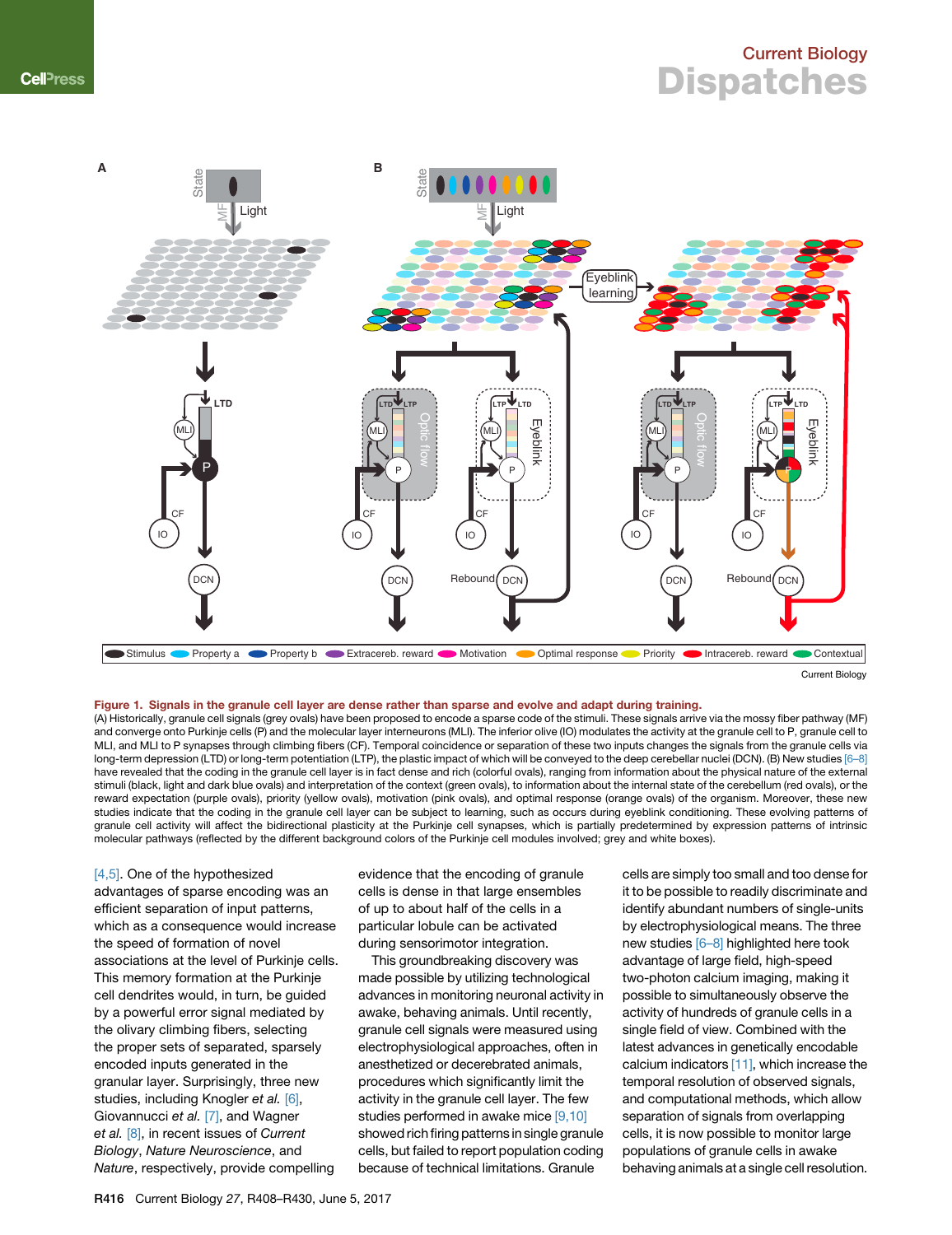A

State

MF Light

LTD

MLI

P

CF

IO

DCN

B

State

MF Light

Eyeblink learning

LTD LTP

MLI

Optic flow

P

CF

IO

DCN

LTP LTD

MLI

Eyeblink

P

CF

IO

Rebound DCN

LTD LTP

MLI

Optic flow

P

CF

IO

DCN

LTP LTD

MLI

Eyeblink

P

CF

IO

Rebound DCN

Stimulus Property a Property b Extracereb. reward Motivation Optimal response Priority Intracereb. reward Contextual

**Figure 1. Signals in the granule cell layer are dense rather than sparse and evolve and adapt during training.**

(A) Historically, granule cell signals (grey ovals) have been proposed to encode a sparse code of the stimuli. These signals arrive via the mossy fiber pathway (MF) and converge onto Purkinje cells (P) and the molecular layer interneurons (MLI). The inferior olive (IO) modulates the activity at the granule cell to P, granule cell to MLI, and MLI to P synapses through climbing fibers (CF). Temporal coincidence or separation of these two inputs changes the signals from the granule cells via long-term depression (LTD) or long-term potentiation (LTP), the plastic impact of which will be conveyed to the deep cerebellar nuclei (DCN). (B) New studies [6–8] have revealed that the coding in the granule cell layer is in fact dense and rich (colorful ovals), ranging from information about the physical nature of the external stimuli (black, light and dark blue ovals) and interpretation of the context (green ovals), to information about the internal state of the cerebellum (red ovals), or the reward expectation (purple ovals), priority (yellow ovals), motivation (pink ovals), and optimal response (orange ovals) of the organism. Moreover, these new studies indicate that the coding in the granule cell layer can be subject to learning, such as occurs during eyeblink conditioning. These evolving patterns of granule cell activity will affect the bidirectional plasticity at the Purkinje cell synapses, which is partially predetermined by expression patterns of intrinsic molecular pathways (reflected by the different background colors of the Purkinje cell modules involved; grey and white boxes).

[4,5]. One of the hypothesized advantages of sparse encoding was an efficient separation of input patterns, which as a consequence would increase the speed of formation of novel associations at the level of Purkinje cells. This memory formation at the Purkinje cell dendrites would, in turn, be guided by a powerful error signal mediated by the olivary climbing fibers, selecting the proper sets of separated, sparsely encoded inputs generated in the granular layer. Surprisingly, three new studies, including Knogler *et al.* [6], Giovannucci *et al.* [7], and Wagner *et al.* [8], in recent issues of *Current Biology*, *Nature Neuroscience*, and *Nature*, respectively, provide compelling evidence that the encoding of granule cells is dense in that large ensembles of up to about half of the cells in a particular lobule can be activated during sensorimotor integration.

This groundbreaking discovery was made possible by utilizing technological advances in monitoring neuronal activity in awake, behaving animals. Until recently, granule cell signals were measured using electrophysiological approaches, often in anesthetized or decerebrated animals, procedures which significantly limit the activity in the granule cell layer. The few studies performed in awake mice [9,10] showed rich firing patterns in single granule cells, but failed to report population coding because of technical limitations. Granule cells are simply too small and too dense for it to be possible to readily discriminate and identify abundant numbers of single-units by electrophysiological means. The three new studies [6–8] highlighted here took advantage of large field, high-speed two-photon calcium imaging, making it possible to simultaneously observe the activity of hundreds of granule cells in a single field of view. Combined with the latest advances in genetically encodable calcium indicators [11], which increase the temporal resolution of observed signals, and computational methods, which allow separation of signals from overlapping cells, it is now possible to monitor large populations of granule cells in awake behaving animals at a single cell resolution.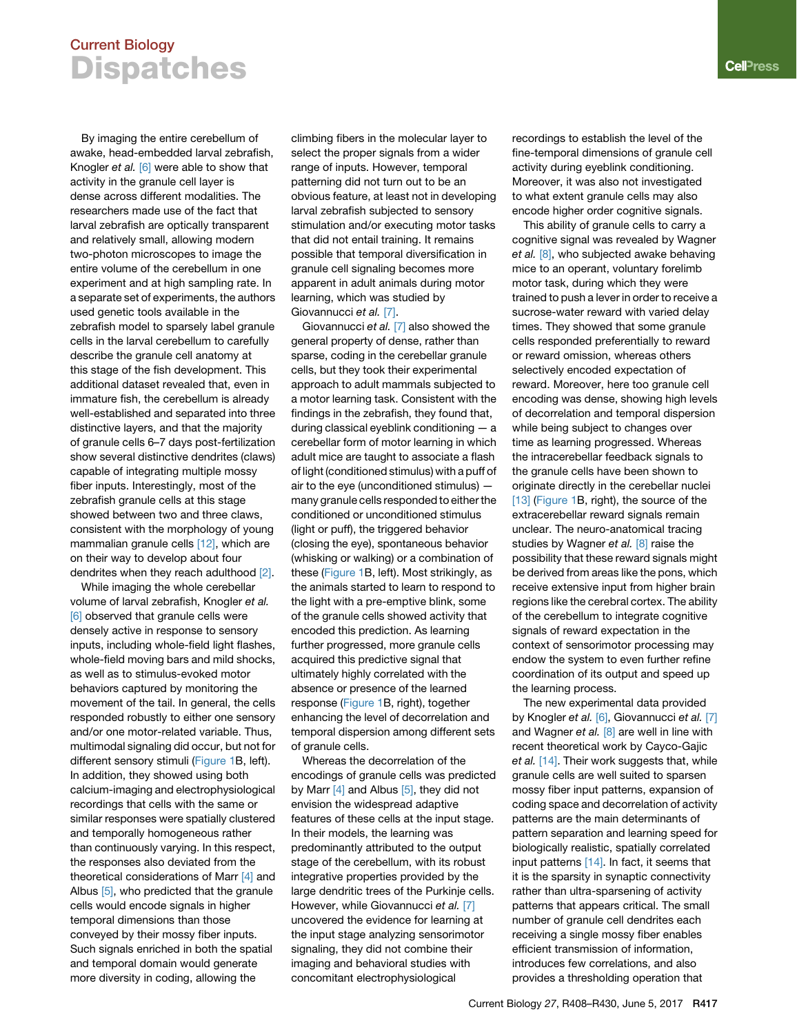By imaging the entire cerebellum of awake, head-embedded larval zebrafish, Knogler *et al.* [6] were able to show that activity in the granule cell layer is dense across different modalities. The researchers made use of the fact that larval zebrafish are optically transparent and relatively small, allowing modern two-photon microscopes to image the entire volume of the cerebellum in one experiment and at high sampling rate. In a separate set of experiments, the authors used genetic tools available in the zebrafish model to sparsely label granule cells in the larval cerebellum to carefully describe the granule cell anatomy at this stage of the fish development. This additional dataset revealed that, even in immature fish, the cerebellum is already well-established and separated into three distinctive layers, and that the majority of granule cells 6–7 days post-fertilization show several distinctive dendrites (claws) capable of integrating multiple mossy fiber inputs. Interestingly, most of the zebrafish granule cells at this stage showed between two and three claws, consistent with the morphology of young mammalian granule cells [12], which are on their way to develop about four dendrites when they reach adulthood [2].

While imaging the whole cerebellar volume of larval zebrafish, Knogler *et al.* [6] observed that granule cells were densely active in response to sensory inputs, including whole-field light flashes, whole-field moving bars and mild shocks, as well as to stimulus-evoked motor behaviors captured by monitoring the movement of the tail. In general, the cells responded robustly to either one sensory and/or one motor-related variable. Thus, multimodal signaling did occur, but not for different sensory stimuli (Figure 1B, left). In addition, they showed using both calcium-imaging and electrophysiological recordings that cells with the same or similar responses were spatially clustered and temporally homogeneous rather than continuously varying. In this respect, the responses also deviated from the theoretical considerations of Marr [4] and Albus [5], who predicted that the granule cells would encode signals in higher temporal dimensions than those conveyed by their mossy fiber inputs. Such signals enriched in both the spatial and temporal domain would generate more diversity in coding, allowing the climbing fibers in the molecular layer to select the proper signals from a wider range of inputs. However, temporal patterning did not turn out to be an obvious feature, at least not in developing larval zebrafish subjected to sensory stimulation and/or executing motor tasks that did not entail training. It remains possible that temporal diversification in granule cell signaling becomes more apparent in adult animals during motor learning, which was studied by Giovannucci *et al.* [7].

Giovannucci *et al.* [7] also showed the general property of dense, rather than sparse, coding in the cerebellar granule cells, but they took their experimental approach to adult mammals subjected to a motor learning task. Consistent with the findings in the zebrafish, they found that, during classical eyeblink conditioning — a cerebellar form of motor learning in which adult mice are taught to associate a flash of light (conditioned stimulus) with a puff of air to the eye (unconditioned stimulus) — many granule cells responded to either the conditioned or unconditioned stimulus (light or puff), the triggered behavior (closing the eye), spontaneous behavior (whisking or walking) or a combination of these (Figure 1B, left). Most strikingly, as the animals started to learn to respond to the light with a pre-emptive blink, some of the granule cells showed activity that encoded this prediction. As learning further progressed, more granule cells acquired this predictive signal that ultimately highly correlated with the absence or presence of the learned response (Figure 1B, right), together enhancing the level of decorrelation and temporal dispersion among different sets of granule cells.

Whereas the decorrelation of the encodings of granule cells was predicted by Marr [4] and Albus [5], they did not envision the widespread adaptive features of these cells at the input stage. In their models, the learning was predominantly attributed to the output stage of the cerebellum, with its robust integrative properties provided by the large dendritic trees of the Purkinje cells. However, while Giovannucci *et al.* [7] uncovered the evidence for learning at the input stage analyzing sensorimotor signaling, they did not combine their imaging and behavioral studies with concomitant electrophysiological recordings to establish the level of the fine-temporal dimensions of granule cell activity during eyeblink conditioning. Moreover, it was also not investigated to what extent granule cells may also encode higher order cognitive signals.

This ability of granule cells to carry a cognitive signal was revealed by Wagner *et al.* [8], who subjected awake behaving mice to an operant, voluntary forelimb motor task, during which they were trained to push a lever in order to receive a sucrose-water reward with varied delay times. They showed that some granule cells responded preferentially to reward or reward omission, whereas others selectively encoded expectation of reward. Moreover, here too granule cell encoding was dense, showing high levels of decorrelation and temporal dispersion while being subject to changes over time as learning progressed. Whereas the intracerebellar feedback signals to the granule cells have been shown to originate directly in the cerebellar nuclei [13] (Figure 1B, right), the source of the extracerebellar reward signals remain unclear. The neuro-anatomical tracing studies by Wagner *et al.* [8] raise the possibility that these reward signals might be derived from areas like the pons, which receive extensive input from higher brain regions like the cerebral cortex. The ability of the cerebellum to integrate cognitive signals of reward expectation in the context of sensorimotor processing may endow the system to even further refine coordination of its output and speed up the learning process.

The new experimental data provided by Knogler *et al.* [6], Giovannucci *et al.* [7] and Wagner *et al.* [8] are well in line with recent theoretical work by Cayco-Gajic *et al.* [14]. Their work suggests that, while granule cells are well suited to sparsen mossy fiber input patterns, expansion of coding space and decorrelation of activity patterns are the main determinants of pattern separation and learning speed for biologically realistic, spatially correlated input patterns [14]. In fact, it seems that it is the sparsity in synaptic connectivity rather than ultra-sparsening of activity patterns that appears critical. The small number of granule cell dendrites each receiving a single mossy fiber enables efficient transmission of information, introduces few correlations, and also provides a thresholding operation that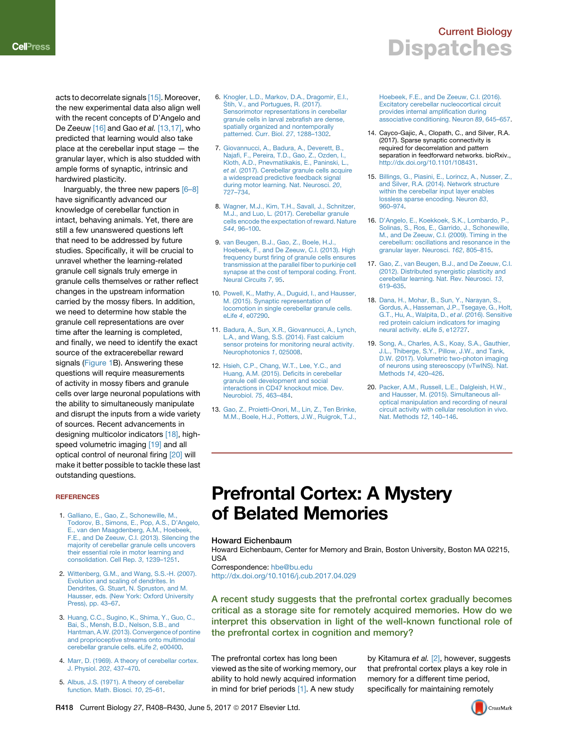acts to decorrelate signals [15]. Moreover, the new experimental data also align well with the recent concepts of D'Angelo and De Zeeuw [16] and Gao *et al.* [13,17], who predicted that learning would also take place at the cerebellar input stage — the granular layer, which is also studded with ample forms of synaptic, intrinsic and hardwired plasticity.

Inarguably, the three new papers [6–8] have significantly advanced our knowledge of cerebellar function in intact, behaving animals. Yet, there are still a few unanswered questions left that need to be addressed by future studies. Specifically, it will be crucial to unravel whether the learning-related granule cell signals truly emerge in granule cells themselves or rather reflect changes in the upstream information carried by the mossy fibers. In addition, we need to determine how stable the granule cell representations are over time after the learning is completed, and finally, we need to identify the exact source of the extracerebellar reward signals (Figure 1B). Answering these questions will require measurements of activity in mossy fibers and granule cells over large neuronal populations with the ability to simultaneously manipulate and disrupt the inputs from a wide variety of sources. Recent advancements in designing multicolor indicators [18], high-speed volumetric imaging [19] and all optical control of neuronal firing [20] will make it better possible to tackle these last outstanding questions.

## REFERENCES

1. Galliano, E., Gao, Z., Schonewille, M., Todorov, B., Simons, E., Pop, A.S., D'Angelo, E., van den Maagdenberg, A.M., Hoebeek, F.E., and De Zeeuw, C.I. (2013). Silencing the majority of cerebellar granule cells uncovers their essential role in motor learning and consolidation. Cell Rep. *3*, 1239–1251.
2. Wittenberg, G.M., and Wang, S.S.-H. (2007). Evolution and scaling of dendrites. In Dendrites, G. Stuart, N. Spruston, and M. Hausser, eds. (New York: Oxford University Press), pp. 43–67.
3. Huang, C.C., Sugino, K., Shima, Y., Guo, C., Bai, S., Mensh, B.D., Nelson, S.B., and Hantman, A.W. (2013). Convergence of pontine and proprioceptive streams onto multimodal cerebellar granule cells. eLife *2*, e00400.
4. Marr, D. (1969). A theory of cerebellar cortex. J. Physiol. *202*, 437–470.
5. Albus, J.S. (1971). A theory of cerebellar function. Math. Biosci. *10*, 25–61.
6. Knogler, L.D., Markov, D.A., Dragomir, E.I., Stih, V., and Portugues, R. (2017). Sensorimotor representations in cerebellar granule cells in larval zebrafish are dense, spatially organized and nontemporally patterned. Curr. Biol. *27*, 1288–1302.
7. Giovannucci, A., Badura, A., Deverett, B., Najafi, F., Pereira, T.D., Gao, Z., Ozden, I., Kloth, A.D., Pnevmatikakis, E., Paninski, L., *et al*. (2017). Cerebellar granule cells acquire a widespread predictive feedback signal during motor learning. Nat. Neurosci. *20*, 727–734.
8. Wagner, M.J., Kim, T.H., Savall, J., Schnitzer, M.J., and Luo, L. (2017). Cerebellar granule cells encode the expectation of reward. Nature *544*, 96–100.
9. van Beugen, B.J., Gao, Z., Boele, H.J., Hoebeek, F., and De Zeeuw, C.I. (2013). High frequency burst firing of granule cells ensures transmission at the parallel fiber to purkinje cell synapse at the cost of temporal coding. Front. Neural Circuits *7*, 95.
10. Powell, K., Mathy, A., Duguid, I., and Hausser, M. (2015). Synaptic representation of locomotion in single cerebellar granule cells. eLife *4*, e07290.
11. Badura, A., Sun, X.R., Giovannucci, A., Lynch, L.A., and Wang, S.S. (2014). Fast calcium sensor proteins for monitoring neural activity. Neurophotonics *1*, 025008.
12. Hsieh, C.P., Chang, W.T., Lee, Y.C., and Huang, A.M. (2015). Deficits in cerebellar granule cell development and social interactions in CD47 knockout mice. Dev. Neurobiol. *75*, 463–484.
13. Gao, Z., Proietti-Onori, M., Lin, Z., Ten Brinke, M.M., Boele, H.J., Potters, J.W., Ruigrok, T.J., Hoebeek, F.E., and De Zeeuw, C.I. (2016). Excitatory cerebellar nucleocortical circuit provides internal amplification during associative conditioning. Neuron *89*, 645–657.
14. Cayco-Gajic, A., Clopath, C., and Silver, R.A. (2017). Sparse synaptic connectivity is required for decorrelation and pattern separation in feedforward networks. bioRxiv., http://dx.doi.org/10.1101/108431.
15. Billings, G., Piasini, E., Lorincz, A., Nusser, Z., and Silver, R.A. (2014). Network structure within the cerebellar input layer enables lossless sparse encoding. Neuron *83*, 960–974.
16. D'Angelo, E., Koekkoek, S.K., Lombardo, P., Solinas, S., Ros, E., Garrido, J., Schonewille, M., and De Zeeuw, C.I. (2009). Timing in the cerebellum: oscillations and resonance in the granular layer. Neurosci. *162*, 805–815.
17. Gao, Z., van Beugen, B.J., and De Zeeuw, C.I. (2012). Distributed synergistic plasticity and cerebellar learning. Nat. Rev. Neurosci. *13*, 619–635.
18. Dana, H., Mohar, B., Sun, Y., Narayan, S., Gordus, A., Hasseman, J.P., Tsegaye, G., Holt, G.T., Hu, A., Walpita, D., *et al*. (2016). Sensitive red protein calcium indicators for imaging neural activity. eLife *5*, e12727.
19. Song, A., Charles, A.S., Koay, S.A., Gauthier, J.L., Thiberge, S.Y., Pillow, J.W., and Tank, D.W. (2017). Volumetric two-photon imaging of neurons using stereoscopy (vTwINS). Nat. Methods *14*, 420–426.
20. Packer, A.M., Russell, L.E., Dalgleish, H.W., and Hausser, M. (2015). Simultaneous all-optical manipulation and recording of neural circuit activity with cellular resolution in vivo. Nat. Methods *12*, 140–146.

# Prefrontal Cortex: A Mystery of Belated Memories

**Howard Eichenbaum**

Howard Eichenbaum, Center for Memory and Brain, Boston University, Boston MA 02215, USA

Correspondence: hbe@bu.edu

http://dx.doi.org/10.1016/j.cub.2017.04.029

**A recent study suggests that the prefrontal cortex gradually becomes critical as a storage site for remotely acquired memories. How do we interpret this observation in light of the well-known functional role of the prefrontal cortex in cognition and memory?**

The prefrontal cortex has long been viewed as the site of working memory, our ability to hold newly acquired information in mind for brief periods [1]. A new study by Kitamura *et al.* [2], however, suggests that prefrontal cortex plays a key role in memory for a different time period, specifically for maintaining remotely